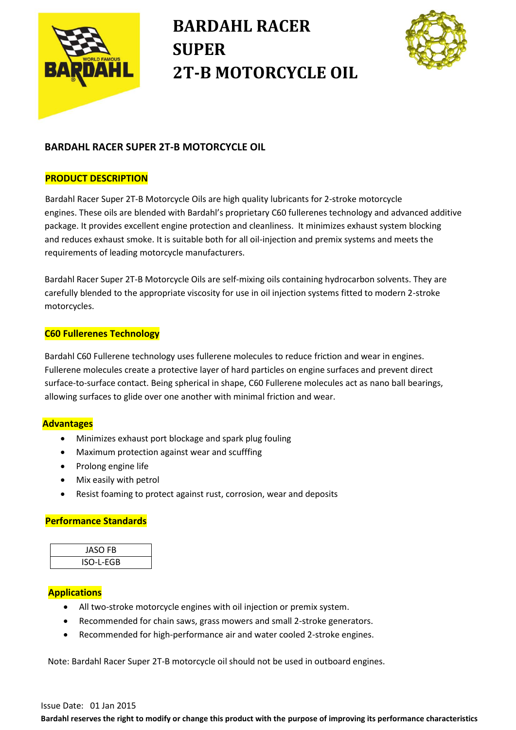# BARDAHL RACER SUPER 2T-B MOTORCYCLE OIL

## BARDAHL RACER SUPER 2T-B MOTORCYCLE OIL

### PRODUCT DESCRIPTION

Bardahl Racer Super 2T-B Motorcycle Oils are high quality lubricants for 2-stroke motorcycle engines. These oils are blended with Bardahl's proprietary C60 fullerenes technology and advanced additive package. It provides excellent engine protection and cleanliness. It minimizes exhaust system blocking and reduces exhaust smoke. It is suitable both for all oil-injection and premix systems and meets the requirements of leading motorcycle manufacturers.

Bardahl Racer Super 2T-B Motorcycle Oils are self-mixing oils containing hydrocarbon solvents. They are carefully blended to the appropriate viscosity for use in oil injection systems fitted to modern 2-stroke motorcycles.

### C60 Fullerenes Technology

Bardahl C60 Fullerene technology uses fullerene molecules to reduce friction and wear in engines. Fullerene molecules create a protective layer of hard particles on engine surfaces and prevent direct surface-to-surface contact. Being spherical in shape, C60 Fullerene molecules act as nano ball bearings, allowing surfaces to glide over one another with minimal friction and wear.

### Advantages

- Minimizes exhaust port blockage and spark plug fouling
- Maximum protection against wear and scufffing
- Prolong engine life
- Mix easily with petrol
- Resist foaming to protect against rust, corrosion, wear and deposits

### Performance Standards

| JASO FB |
|---|
| ISO-L-EGB |

### Applications

- All two-stroke motorcycle engines with oil injection or premix system.
- Recommended for chain saws, grass mowers and small 2-stroke generators.
- Recommended for high-performance air and water cooled 2-stroke engines.

Note: Bardahl Racer Super 2T-B motorcycle oil should not be used in outboard engines.

Issue Date: 01 Jan 2015

**Bardahl reserves the right to modify or change this product with the purpose of improving its performance characteristics**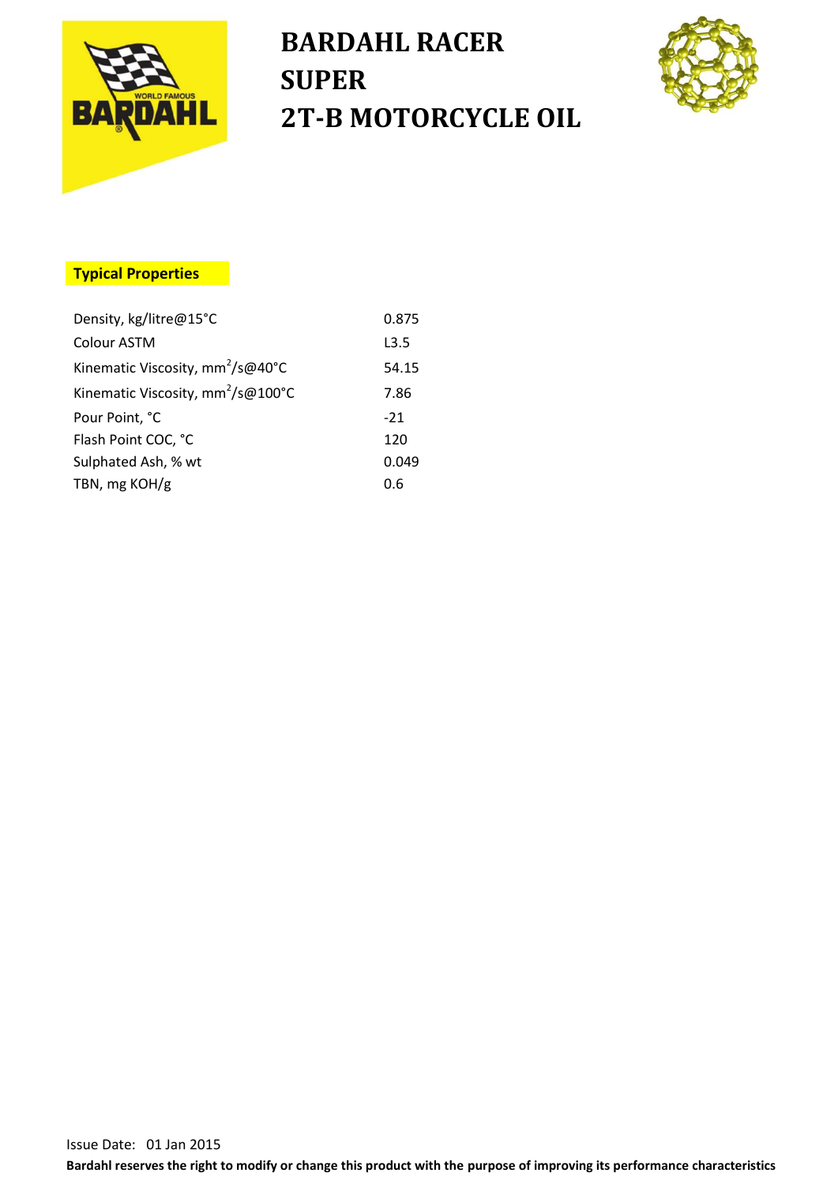# BARDAHL RACER SUPER 2T-B MOTORCYCLE OIL

## Typical Properties

| | |
|---|---|
| Density, kg/litre@15°C | 0.875 |
| Colour ASTM | L3.5 |
| Kinematic Viscosity, $mm^2/s$@40°C | 54.15 |
| Kinematic Viscosity, $mm^2/s$@100°C | 7.86 |
| Pour Point, °C | -21 |
| Flash Point COC, °C | 120 |
| Sulphated Ash, % wt | 0.049 |
| TBN, mg KOH/g | 0.6 |

Issue Date: 01 Jan 2015

**Bardahl reserves the right to modify or change this product with the purpose of improving its performance characteristics**